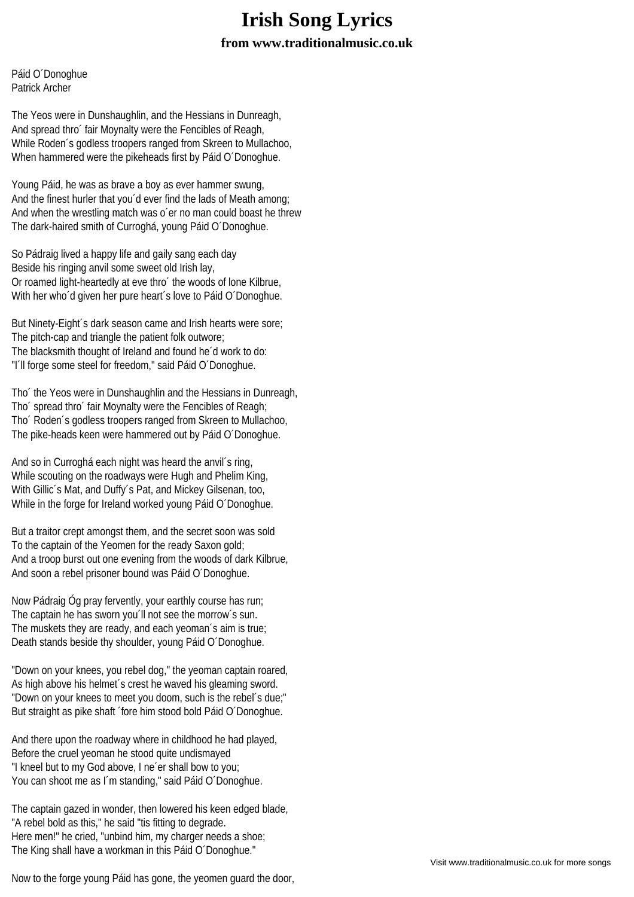# Irish Song Lyrics

### from www.traditionalmusic.co.uk

Páid O´Donoghue
Patrick Archer

The Yeos were in Dunshaughlin, and the Hessians in Dunreagh,
And spread thro´ fair Moynalty were the Fencibles of Reagh,
While Roden´s godless troopers ranged from Skreen to Mullachoo,
When hammered were the pikeheads first by Páid O´Donoghue.

Young Páid, he was as brave a boy as ever hammer swung,
And the finest hurler that you´d ever find the lads of Meath among;
And when the wrestling match was o´er no man could boast he threw
The dark-haired smith of Curroghá, young Páid O´Donoghue.

So Pádraig lived a happy life and gaily sang each day
Beside his ringing anvil some sweet old Irish lay,
Or roamed light-heartedly at eve thro´ the woods of lone Kilbrue,
With her who´d given her pure heart´s love to Páid O´Donoghue.

But Ninety-Eight´s dark season came and Irish hearts were sore;
The pitch-cap and triangle the patient folk outwore;
The blacksmith thought of Ireland and found he´d work to do:
"I´ll forge some steel for freedom," said Páid O´Donoghue.

Tho´ the Yeos were in Dunshaughlin and the Hessians in Dunreagh,
Tho´ spread thro´ fair Moynalty were the Fencibles of Reagh;
Tho´ Roden´s godless troopers ranged from Skreen to Mullachoo,
The pike-heads keen were hammered out by Páid O´Donoghue.

And so in Curroghá each night was heard the anvil´s ring,
While scouting on the roadways were Hugh and Phelim King,
With Gillic´s Mat, and Duffy´s Pat, and Mickey Gilsenan, too,
While in the forge for Ireland worked young Páid O´Donoghue.

But a traitor crept amongst them, and the secret soon was sold
To the captain of the Yeomen for the ready Saxon gold;
And a troop burst out one evening from the woods of dark Kilbrue,
And soon a rebel prisoner bound was Páid O´Donoghue.

Now Pádraig Óg pray fervently, your earthly course has run;
The captain he has sworn you´ll not see the morrow´s sun.
The muskets they are ready, and each yeoman´s aim is true;
Death stands beside thy shoulder, young Páid O´Donoghue.

"Down on your knees, you rebel dog," the yeoman captain roared,
As high above his helmet´s crest he waved his gleaming sword.
"Down on your knees to meet you doom, such is the rebel´s due;"
But straight as pike shaft ´fore him stood bold Páid O´Donoghue.

And there upon the roadway where in childhood he had played,
Before the cruel yeoman he stood quite undismayed
"I kneel but to my God above, I ne´er shall bow to you;
You can shoot me as I´m standing," said Páid O´Donoghue.

The captain gazed in wonder, then lowered his keen edged blade,
"A rebel bold as this," he said "tis fitting to degrade.
Here men!" he cried, "unbind him, my charger needs a shoe;
The King shall have a workman in this Páid O´Donoghue."

Now to the forge young Páid has gone, the yeomen guard the door,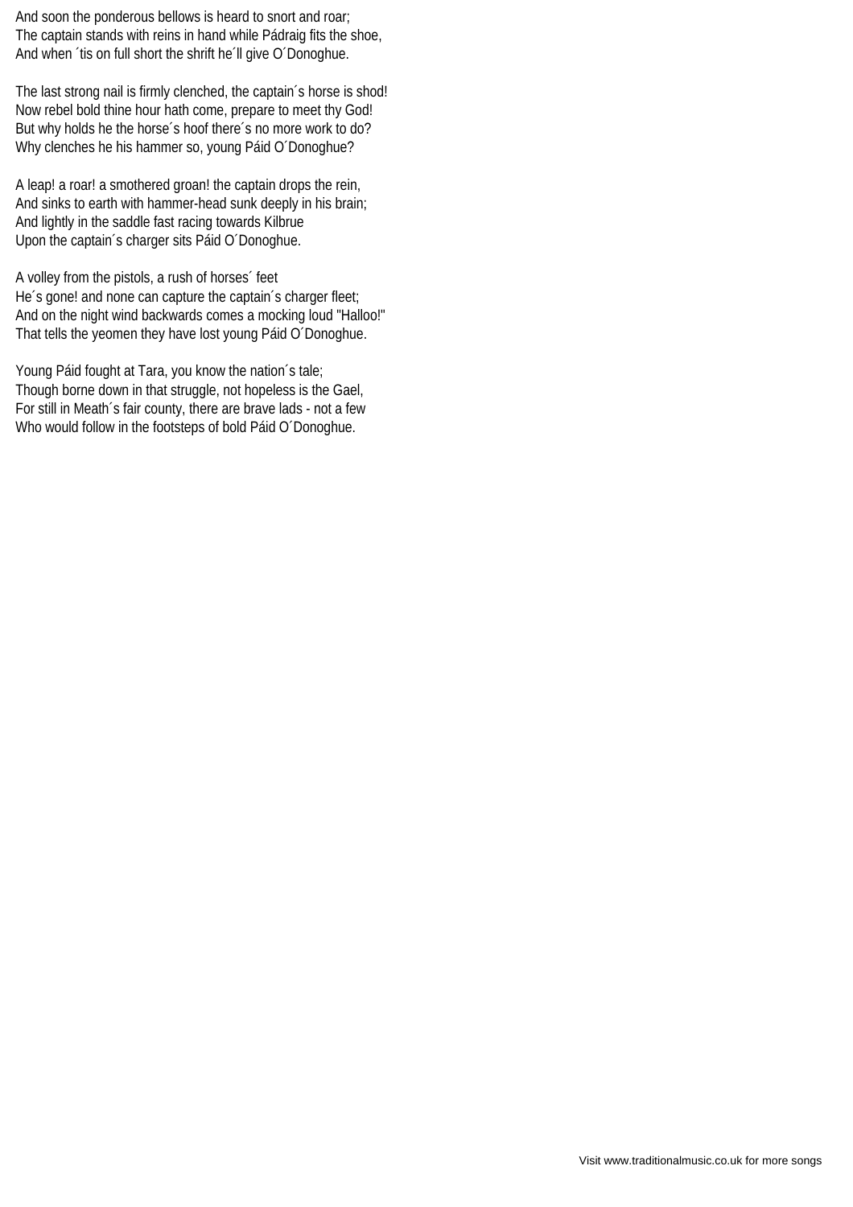And soon the ponderous bellows is heard to snort and roar;
The captain stands with reins in hand while Pádraig fits the shoe,
And when ´tis on full short the shrift he´ll give O´Donoghue.

The last strong nail is firmly clenched, the captain´s horse is shod!
Now rebel bold thine hour hath come, prepare to meet thy God!
But why holds he the horse´s hoof there´s no more work to do?
Why clenches he his hammer so, young Páid O´Donoghue?

A leap! a roar! a smothered groan! the captain drops the rein,
And sinks to earth with hammer-head sunk deeply in his brain;
And lightly in the saddle fast racing towards Kilbrue
Upon the captain´s charger sits Páid O´Donoghue.

A volley from the pistols, a rush of horses´ feet
He´s gone! and none can capture the captain´s charger fleet;
And on the night wind backwards comes a mocking loud "Halloo!"
That tells the yeomen they have lost young Páid O´Donoghue.

Young Páid fought at Tara, you know the nation´s tale;
Though borne down in that struggle, not hopeless is the Gael,
For still in Meath´s fair county, there are brave lads - not a few
Who would follow in the footsteps of bold Páid O´Donoghue.